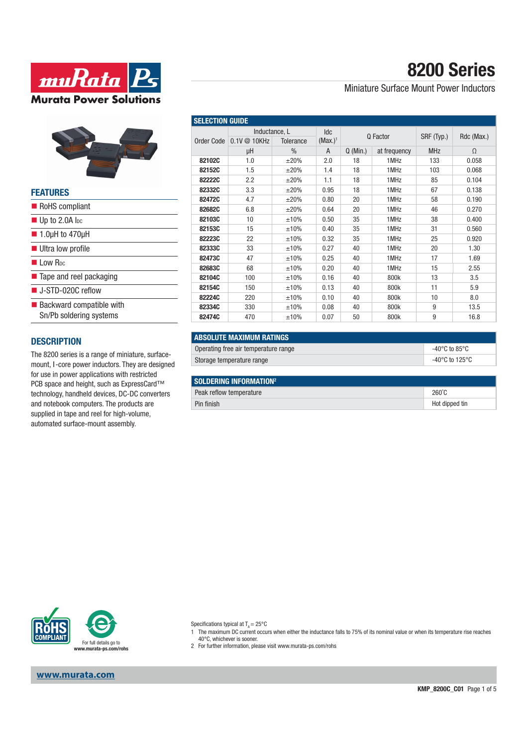# 8200 Series

Miniature Surface Mount Power Inductors

## FEATURES

- RoHS compliant
- Up to 2.0A $I_{DC}$
- 1.0µH to 470µH
- Ultra low profile
- Low $R_{DC}$
- Tape and reel packaging
- J-STD-020C reflow
- Backward compatible with Sn/Pb soldering systems

## DESCRIPTION

The 8200 series is a range of miniature, surface-mount, I-core power inductors. They are designed for use in power applications with restricted PCB space and height, such as ExpressCard™ technology, handheld devices, DC-DC converters and notebook computers. The products are supplied in tape and reel for high-volume, automated surface-mount assembly.

## SELECTION GUIDE

| Order Code | Inductance, L 0.1V @ 10KHz | Tolerance | Idc (Max.)[1] | Q Factor | | SRF (Typ.) | Rdc (Max.) |
|---|---|---|---|---|---|---|---|
| | µH | % | A | Q (Min.) | at frequency | MHz | Ω |
| **82102C** | 1.0 | ±20% | 2.0 | 18 | 1MHz | 133 | 0.058 |
| **82152C** | 1.5 | ±20% | 1.4 | 18 | 1MHz | 103 | 0.068 |
| **82222C** | 2.2 | ±20% | 1.1 | 18 | 1MHz | 85 | 0.104 |
| **82332C** | 3.3 | ±20% | 0.95 | 18 | 1MHz | 67 | 0.138 |
| **82472C** | 4.7 | ±20% | 0.80 | 20 | 1MHz | 58 | 0.190 |
| **82682C** | 6.8 | ±20% | 0.64 | 20 | 1MHz | 46 | 0.270 |
| **82103C** | 10 | ±10% | 0.50 | 35 | 1MHz | 38 | 0.400 |
| **82153C** | 15 | ±10% | 0.40 | 35 | 1MHz | 31 | 0.560 |
| **82223C** | 22 | ±10% | 0.32 | 35 | 1MHz | 25 | 0.920 |
| **82333C** | 33 | ±10% | 0.27 | 40 | 1MHz | 20 | 1.30 |
| **82473C** | 47 | ±10% | 0.25 | 40 | 1MHz | 17 | 1.69 |
| **82683C** | 68 | ±10% | 0.20 | 40 | 1MHz | 15 | 2.55 |
| **82104C** | 100 | ±10% | 0.16 | 40 | 800k | 13 | 3.5 |
| **82154C** | 150 | ±10% | 0.13 | 40 | 800k | 11 | 5.9 |
| **82224C** | 220 | ±10% | 0.10 | 40 | 800k | 10 | 8.0 |
| **82334C** | 330 | ±10% | 0.08 | 40 | 800k | 9 | 13.5 |
| **82474C** | 470 | ±10% | 0.07 | 50 | 800k | 9 | 16.8 |

## ABSOLUTE MAXIMUM RATINGS

| | |
|---|---|
| Operating free air temperature range | -40°C to 85°C |
| Storage temperature range | -40°C to 125°C |

## SOLDERING INFORMATION[2]

| | |
|---|---|
| Peak reflow temperature | 260°C |
| Pin finish | Hot dipped tin |

For full details go to www.murata-ps.com/rohs

Specifications typical at $T_A = 25°C$

1 The maximum DC current occurs when either the inductance falls to 75% of its nominal value or when its temperature rise reaches 40°C, whichever is sooner.

2 For further information, please visit www.murata-ps.com/rohs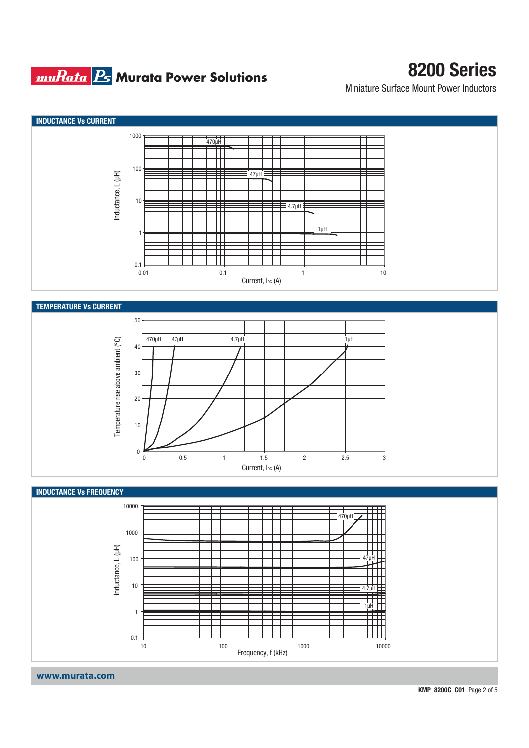## INDUCTANCE Vs CURRENT

Inductance, L (µH)

1000, 100, 10, 1, 0.1

470µH, 47µH, 4.7µH, 1µH

0.01, 0.1, 1, 10

Current, $I_{DC}$ (A)

## TEMPERATURE Vs CURRENT

Temperature rise above ambient (°C)

50, 40, 30, 20, 10, 0

470µH, 47µH, 4.7µH, 1µH

0, 0.5, 1, 1.5, 2, 2.5, 3

Current, $I_{DC}$ (A)

## INDUCTANCE Vs FREQUENCY

Inductance, L (µH)

10000, 1000, 100, 10, 1, 0.1

470µH, 47µH, 4.7µH, 1µH

10, 100, 1000, 10000

Frequency, f (kHz)

www.murata.com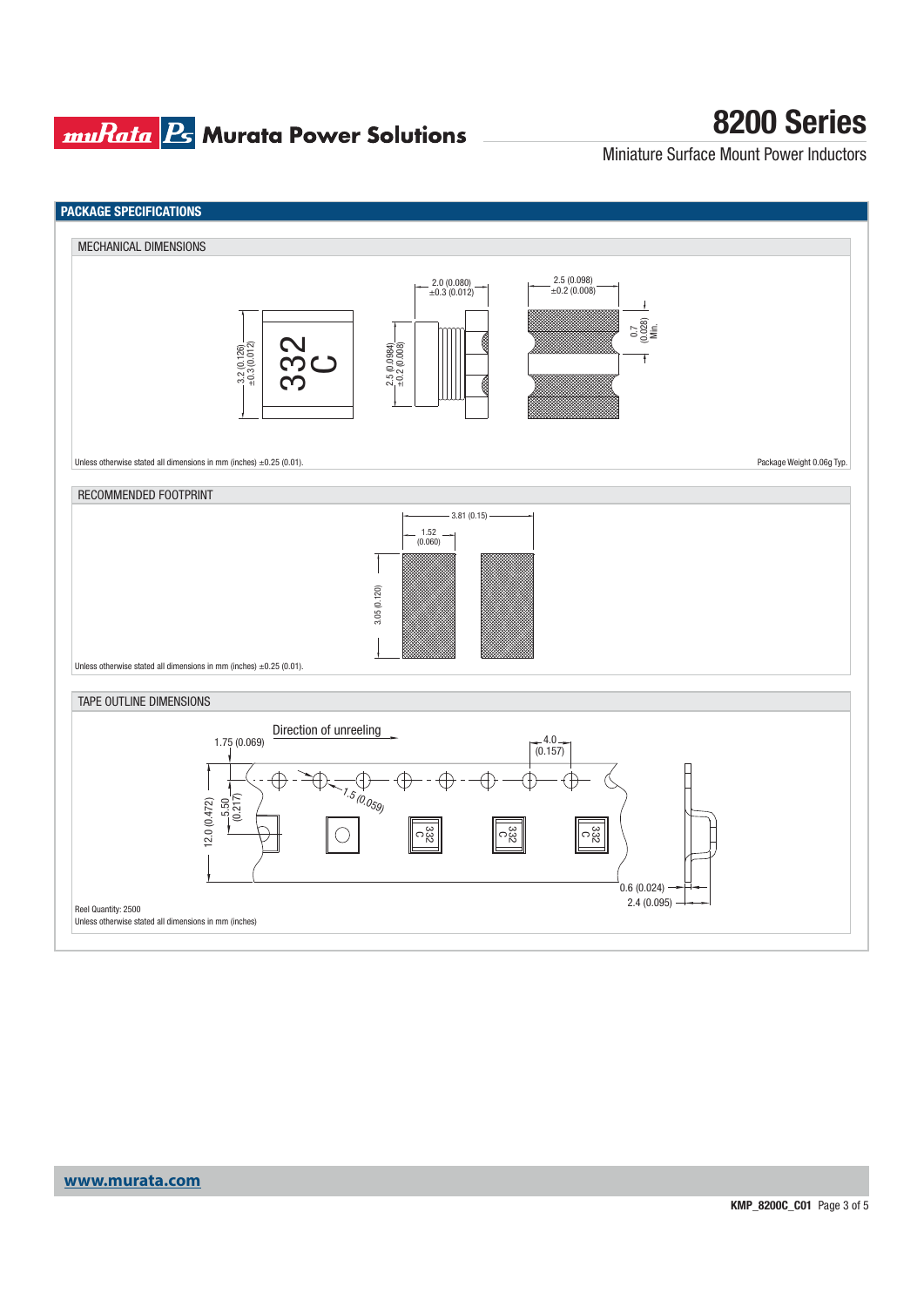## PACKAGE SPECIFICATIONS

### MECHANICAL DIMENSIONS

3.2 (0.126) ±0.3 (0.012)

332 C

2.0 (0.080) ±0.3 (0.012)

2.5 (0.0984) ±0.2 (0.008)

2.5 (0.098) ±0.2 (0.008)

0.7 (0.028) Min.

Unless otherwise stated all dimensions in mm (inches) ±0.25 (0.01).

Package Weight 0.06g Typ.

### RECOMMENDED FOOTPRINT

3.81 (0.15)

1.52 (0.060)

3.05 (0.120)

Unless otherwise stated all dimensions in mm (inches) ±0.25 (0.01).

### TAPE OUTLINE DIMENSIONS

Direction of unreeling

1.75 (0.069)

4.0 (0.157)

1.5 (0.059)

12.0 (0.472)

5.50 (0.217)

0.6 (0.024)

2.4 (0.095)

Reel Quantity: 2500

Unless otherwise stated all dimensions in mm (inches)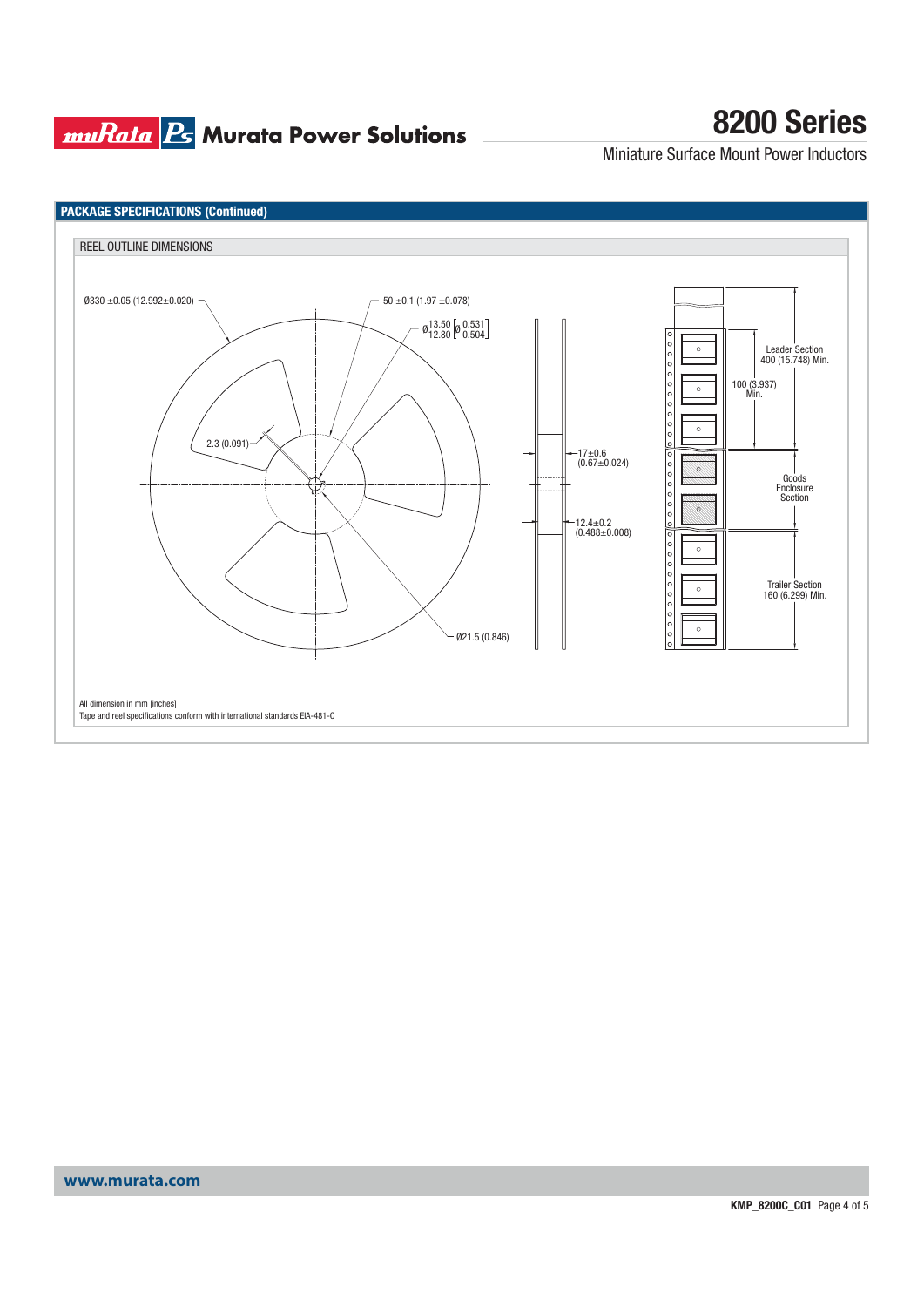## PACKAGE SPECIFICATIONS (Continued)

### REEL OUTLINE DIMENSIONS

Ø330 ±0.05 (12.992±0.020)

50 ±0.1 (1.97 ±0.078)

Ø 13.50 / 12.80 [Ø 0.531 / 0.504]

2.3 (0.091)

Ø21.5 (0.846)

17±0.6 (0.67±0.024)

12.4±0.2 (0.488±0.008)

Leader Section 400 (15.748) Min.

100 (3.937) Min.

Goods Enclosure Section

Trailer Section 160 (6.299) Min.

All dimension in mm [inches]

Tape and reel specifications conform with international standards EIA-481-C

www.murata.com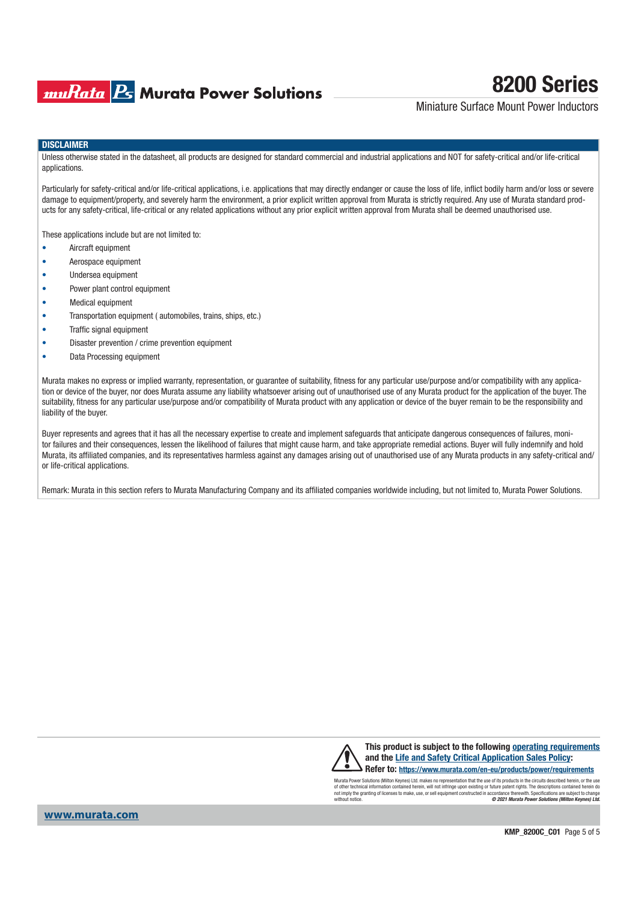## DISCLAIMER

Unless otherwise stated in the datasheet, all products are designed for standard commercial and industrial applications and NOT for safety-critical and/or life-critical applications.

Particularly for safety-critical and/or life-critical applications, i.e. applications that may directly endanger or cause the loss of life, inflict bodily harm and/or loss or severe damage to equipment/property, and severely harm the environment, a prior explicit written approval from Murata is strictly required. Any use of Murata standard products for any safety-critical, life-critical or any related applications without any prior explicit written approval from Murata shall be deemed unauthorised use.

These applications include but are not limited to:

- Aircraft equipment
- Aerospace equipment
- Undersea equipment
- Power plant control equipment
- Medical equipment
- Transportation equipment ( automobiles, trains, ships, etc.)
- Traffic signal equipment
- Disaster prevention / crime prevention equipment
- Data Processing equipment

Murata makes no express or implied warranty, representation, or guarantee of suitability, fitness for any particular use/purpose and/or compatibility with any application or device of the buyer, nor does Murata assume any liability whatsoever arising out of unauthorised use of any Murata product for the application of the buyer. The suitability, fitness for any particular use/purpose and/or compatibility of Murata product with any application or device of the buyer remain to be the responsibility and liability of the buyer.

Buyer represents and agrees that it has all the necessary expertise to create and implement safeguards that anticipate dangerous consequences of failures, monitor failures and their consequences, lessen the likelihood of failures that might cause harm, and take appropriate remedial actions. Buyer will fully indemnify and hold Murata, its affiliated companies, and its representatives harmless against any damages arising out of unauthorised use of any Murata products in any safety-critical and/or life-critical applications.

Remark: Murata in this section refers to Murata Manufacturing Company and its affiliated companies worldwide including, but not limited to, Murata Power Solutions.

**This product is subject to the following operating requirements and the Life and Safety Critical Application Sales Policy:**
**Refer to: https://www.murata.com/en-eu/products/power/requirements**

Murata Power Solutions (Milton Keynes) Ltd. makes no representation that the use of its products in the circuits described herein, or the use of other technical information contained herein, will not infringe upon existing or future patent rights. The descriptions contained herein do not imply the granting of licenses to make, use, or sell equipment constructed in accordance therewith. Specifications are subject to change without notice.

*© 2021 Murata Power Solutions (Milton Keynes) Ltd.*

www.murata.com

KMP_8200C_C01